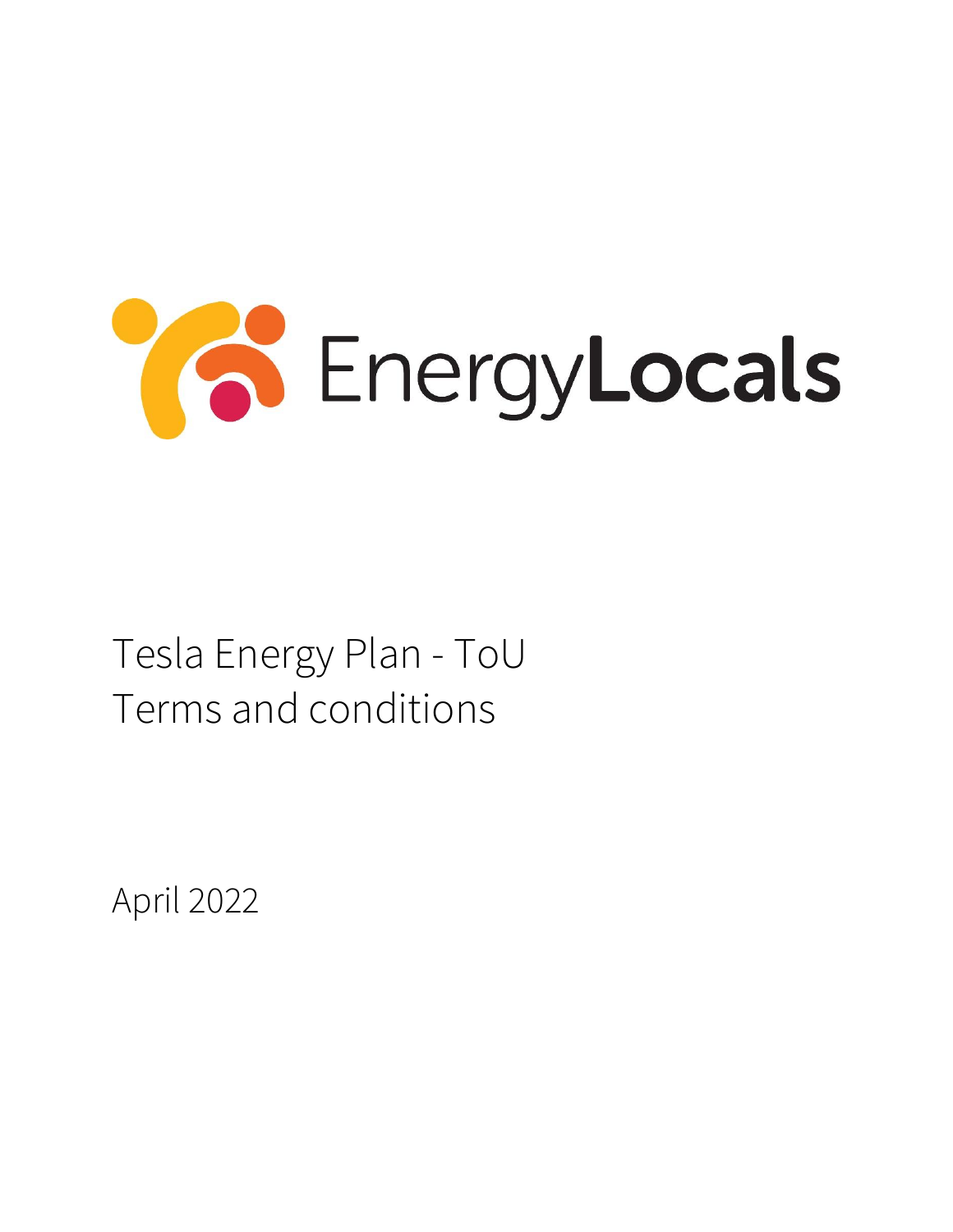EnergyLocals

# Tesla Energy Plan - ToU Terms and conditions

April 2022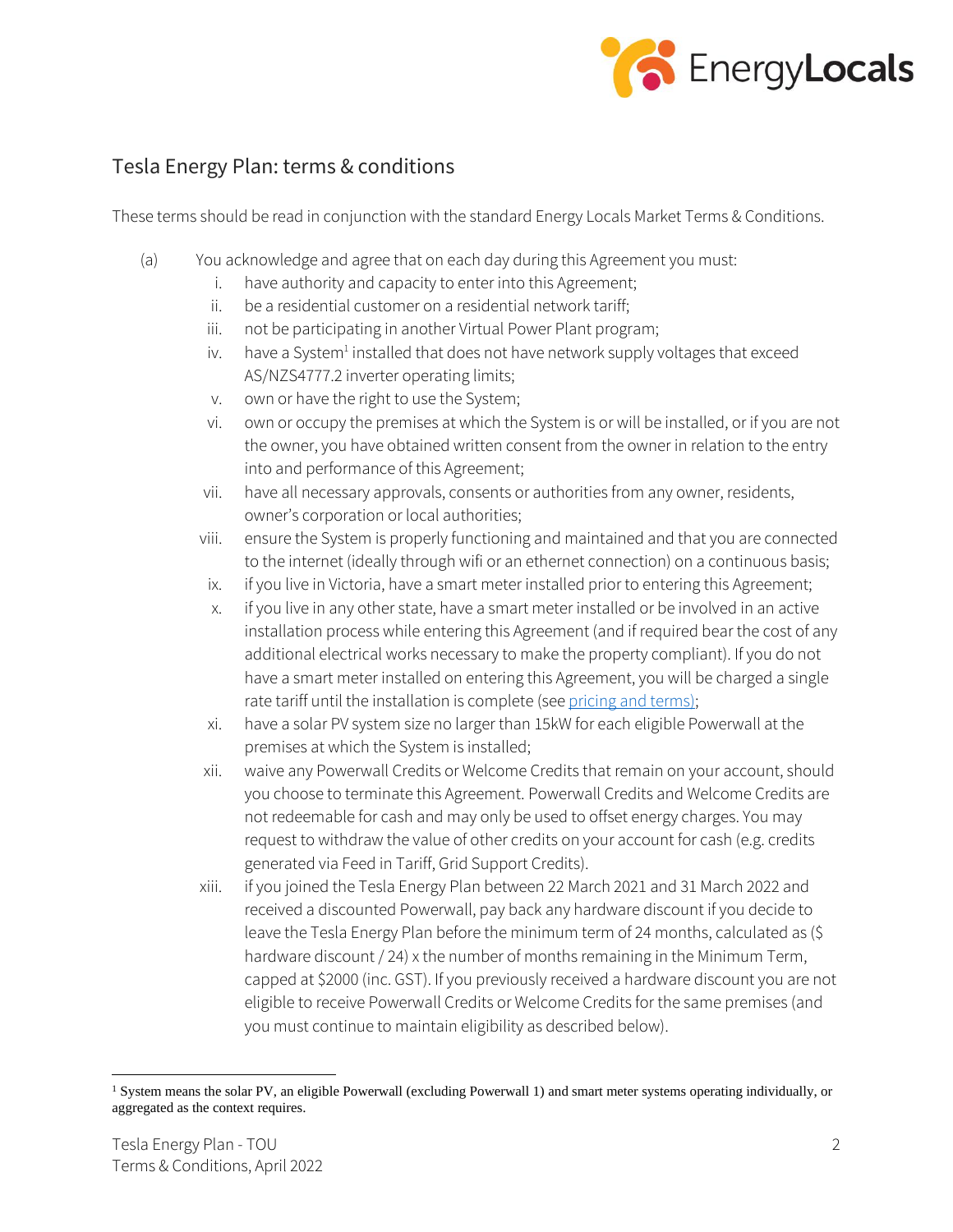## Tesla Energy Plan: terms & conditions

These terms should be read in conjunction with the standard Energy Locals Market Terms & Conditions.

(a) You acknowledge and agree that on each day during this Agreement you must:

  i. have authority and capacity to enter into this Agreement;
  ii. be a residential customer on a residential network tariff;
  iii. not be participating in another Virtual Power Plant program;
  iv. have a System[1] installed that does not have network supply voltages that exceed AS/NZS4777.2 inverter operating limits;
  v. own or have the right to use the System;
  vi. own or occupy the premises at which the System is or will be installed, or if you are not the owner, you have obtained written consent from the owner in relation to the entry into and performance of this Agreement;
  vii. have all necessary approvals, consents or authorities from any owner, residents, owner's corporation or local authorities;
  viii. ensure the System is properly functioning and maintained and that you are connected to the internet (ideally through wifi or an ethernet connection) on a continuous basis;
  ix. if you live in Victoria, have a smart meter installed prior to entering this Agreement;
  x. if you live in any other state, have a smart meter installed or be involved in an active installation process while entering this Agreement (and if required bear the cost of any additional electrical works necessary to make the property compliant). If you do not have a smart meter installed on entering this Agreement, you will be charged a single rate tariff until the installation is complete (see pricing and terms);
  xi. have a solar PV system size no larger than 15kW for each eligible Powerwall at the premises at which the System is installed;
  xii. waive any Powerwall Credits or Welcome Credits that remain on your account, should you choose to terminate this Agreement. Powerwall Credits and Welcome Credits are not redeemable for cash and may only be used to offset energy charges. You may request to withdraw the value of other credits on your account for cash (e.g. credits generated via Feed in Tariff, Grid Support Credits).
  xiii. if you joined the Tesla Energy Plan between 22 March 2021 and 31 March 2022 and received a discounted Powerwall, pay back any hardware discount if you decide to leave the Tesla Energy Plan before the minimum term of 24 months, calculated as ($ hardware discount / 24) x the number of months remaining in the Minimum Term, capped at $2000 (inc. GST). If you previously received a hardware discount you are not eligible to receive Powerwall Credits or Welcome Credits for the same premises (and you must continue to maintain eligibility as described below).

---

[1] System means the solar PV, an eligible Powerwall (excluding Powerwall 1) and smart meter systems operating individually, or aggregated as the context requires.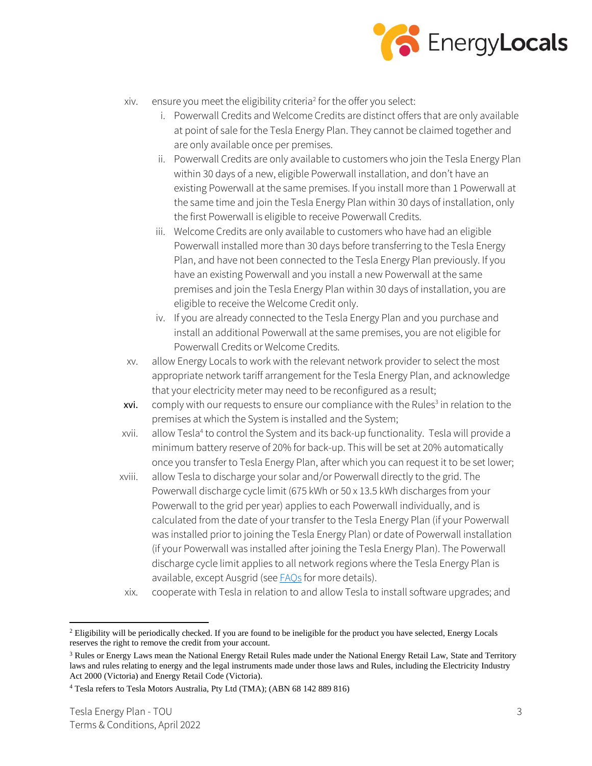xiv. ensure you meet the eligibility criteria[2] for the offer you select:

   i. Powerwall Credits and Welcome Credits are distinct offers that are only available at point of sale for the Tesla Energy Plan. They cannot be claimed together and are only available once per premises.

   ii. Powerwall Credits are only available to customers who join the Tesla Energy Plan within 30 days of a new, eligible Powerwall installation, and don't have an existing Powerwall at the same premises. If you install more than 1 Powerwall at the same time and join the Tesla Energy Plan within 30 days of installation, only the first Powerwall is eligible to receive Powerwall Credits.

   iii. Welcome Credits are only available to customers who have had an eligible Powerwall installed more than 30 days before transferring to the Tesla Energy Plan, and have not been connected to the Tesla Energy Plan previously. If you have an existing Powerwall and you install a new Powerwall at the same premises and join the Tesla Energy Plan within 30 days of installation, you are eligible to receive the Welcome Credit only.

   iv. If you are already connected to the Tesla Energy Plan and you purchase and install an additional Powerwall at the same premises, you are not eligible for Powerwall Credits or Welcome Credits.

xv. allow Energy Locals to work with the relevant network provider to select the most appropriate network tariff arrangement for the Tesla Energy Plan, and acknowledge that your electricity meter may need to be reconfigured as a result;

**xvi.** comply with our requests to ensure our compliance with the Rules[3] in relation to the premises at which the System is installed and the System;

xvii. allow Tesla[4] to control the System and its back-up functionality. Tesla will provide a minimum battery reserve of 20% for back-up. This will be set at 20% automatically once you transfer to Tesla Energy Plan, after which you can request it to be set lower;

xviii. allow Tesla to discharge your solar and/or Powerwall directly to the grid. The Powerwall discharge cycle limit (675 kWh or 50 x 13.5 kWh discharges from your Powerwall to the grid per year) applies to each Powerwall individually, and is calculated from the date of your transfer to the Tesla Energy Plan (if your Powerwall was installed prior to joining the Tesla Energy Plan) or date of Powerwall installation (if your Powerwall was installed after joining the Tesla Energy Plan). The Powerwall discharge cycle limit applies to all network regions where the Tesla Energy Plan is available, except Ausgrid (see FAQs for more details).

xix. cooperate with Tesla in relation to and allow Tesla to install software upgrades; and

---

[2] Eligibility will be periodically checked. If you are found to be ineligible for the product you have selected, Energy Locals reserves the right to remove the credit from your account.

[3] Rules or Energy Laws mean the National Energy Retail Rules made under the National Energy Retail Law, State and Territory laws and rules relating to energy and the legal instruments made under those laws and Rules, including the Electricity Industry Act 2000 (Victoria) and Energy Retail Code (Victoria).

[4] Tesla refers to Tesla Motors Australia, Pty Ltd (TMA); (ABN 68 142 889 816)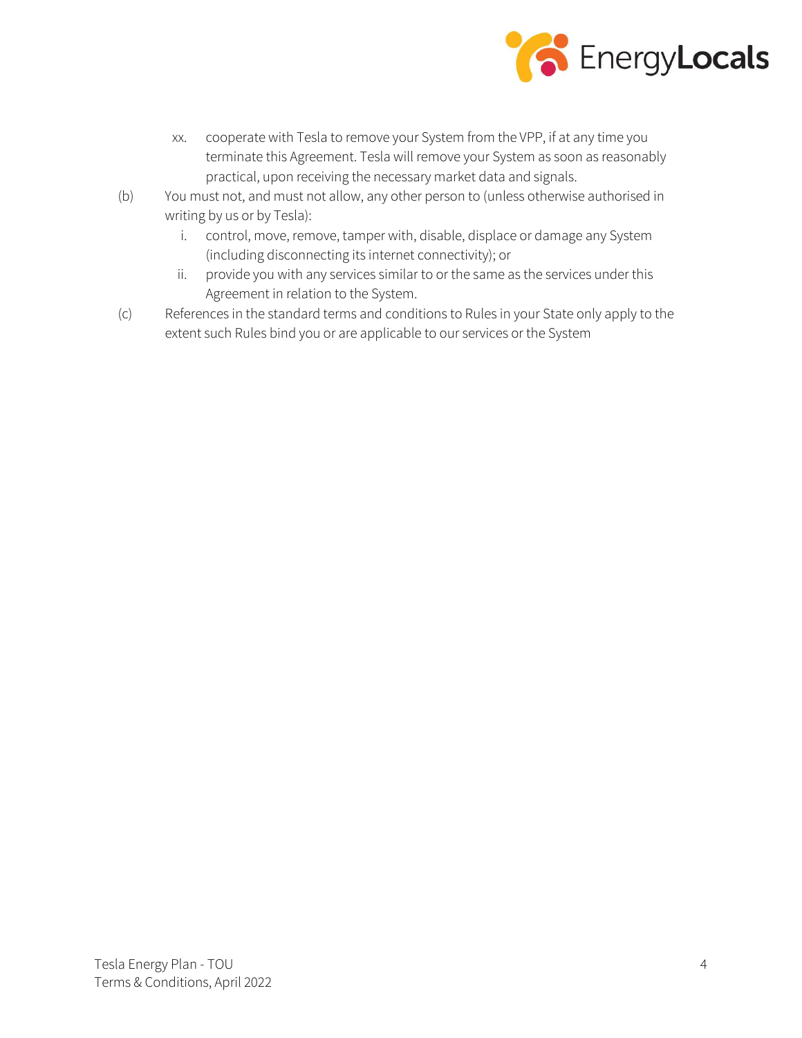xx. cooperate with Tesla to remove your System from the VPP, if at any time you terminate this Agreement. Tesla will remove your System as soon as reasonably practical, upon receiving the necessary market data and signals.

(b) You must not, and must not allow, any other person to (unless otherwise authorised in writing by us or by Tesla):

   i. control, move, remove, tamper with, disable, displace or damage any System (including disconnecting its internet connectivity); or

   ii. provide you with any services similar to or the same as the services under this Agreement in relation to the System.

(c) References in the standard terms and conditions to Rules in your State only apply to the extent such Rules bind you or are applicable to our services or the System